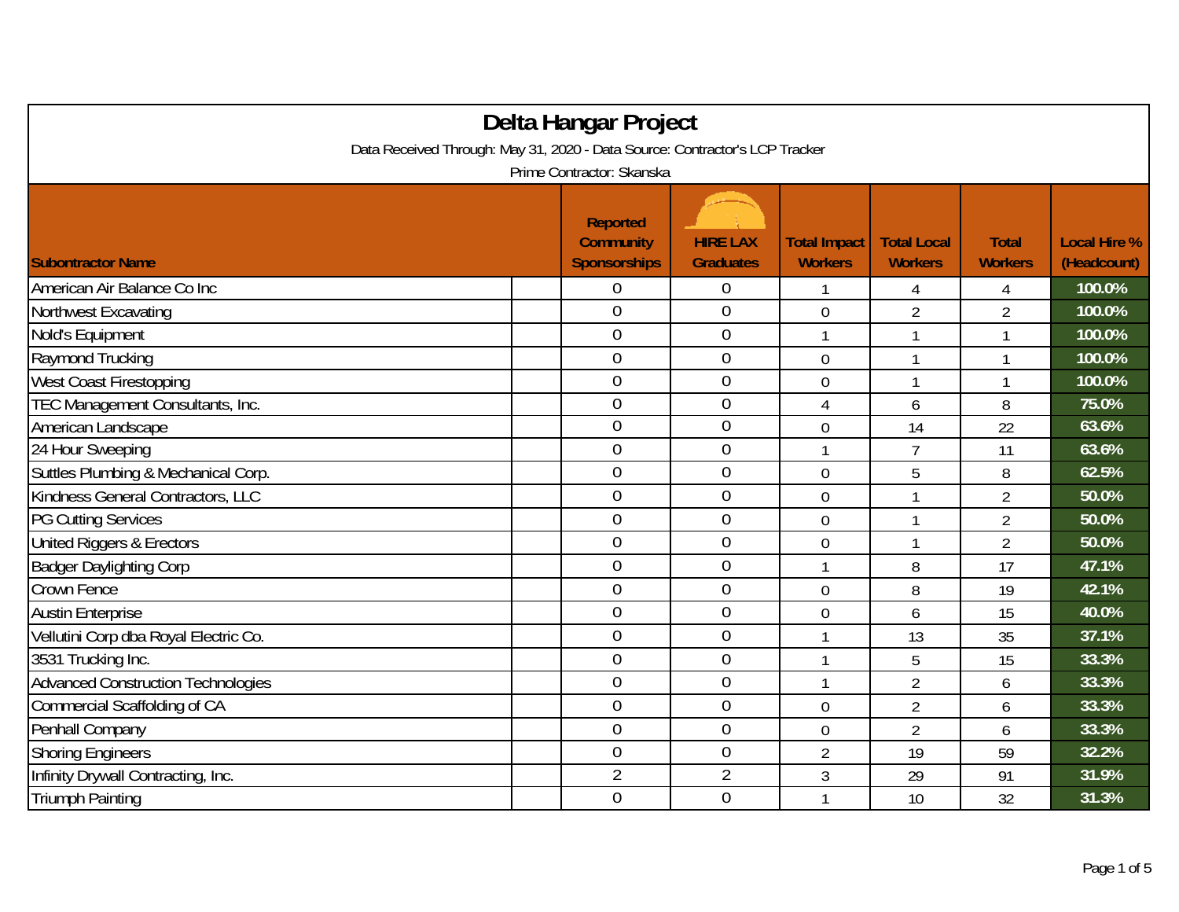# Delta Hangar Project

Data Received Through: May 31, 2020 - Data Source: Contractor's LCP Tracker

Prime Contractor: Skanska

| Subontractor Name | Reported Community Sponsorships | HIRE LAX Graduates | Total Impact Workers | Total Local Workers | Total Workers | Local Hire % (Headcount) |
|---|---|---|---|---|---|---|
| American Air Balance Co Inc | 0 | 0 | 1 | 4 | 4 | 100.0% |
| Northwest Excavating | 0 | 0 | 0 | 2 | 2 | 100.0% |
| Nold's Equipment | 0 | 0 | 1 | 1 | 1 | 100.0% |
| Raymond Trucking | 0 | 0 | 0 | 1 | 1 | 100.0% |
| West Coast Firestopping | 0 | 0 | 0 | 1 | 1 | 100.0% |
| TEC Management Consultants, Inc. | 0 | 0 | 4 | 6 | 8 | 75.0% |
| American Landscape | 0 | 0 | 0 | 14 | 22 | 63.6% |
| 24 Hour Sweeping | 0 | 0 | 1 | 7 | 11 | 63.6% |
| Suttles Plumbing & Mechanical Corp. | 0 | 0 | 0 | 5 | 8 | 62.5% |
| Kindness General Contractors, LLC | 0 | 0 | 0 | 1 | 2 | 50.0% |
| PG Cutting Services | 0 | 0 | 0 | 1 | 2 | 50.0% |
| United Riggers & Erectors | 0 | 0 | 0 | 1 | 2 | 50.0% |
| Badger Daylighting Corp | 0 | 0 | 1 | 8 | 17 | 47.1% |
| Crown Fence | 0 | 0 | 0 | 8 | 19 | 42.1% |
| Austin Enterprise | 0 | 0 | 0 | 6 | 15 | 40.0% |
| Vellutini Corp dba Royal Electric Co. | 0 | 0 | 1 | 13 | 35 | 37.1% |
| 3531 Trucking Inc. | 0 | 0 | 1 | 5 | 15 | 33.3% |
| Advanced Construction Technologies | 0 | 0 | 1 | 2 | 6 | 33.3% |
| Commercial Scaffolding of CA | 0 | 0 | 0 | 2 | 6 | 33.3% |
| Penhall Company | 0 | 0 | 0 | 2 | 6 | 33.3% |
| Shoring Engineers | 0 | 0 | 2 | 19 | 59 | 32.2% |
| Infinity Drywall Contracting, Inc. | 2 | 2 | 3 | 29 | 91 | 31.9% |
| Triumph Painting | 0 | 0 | 1 | 10 | 32 | 31.3% |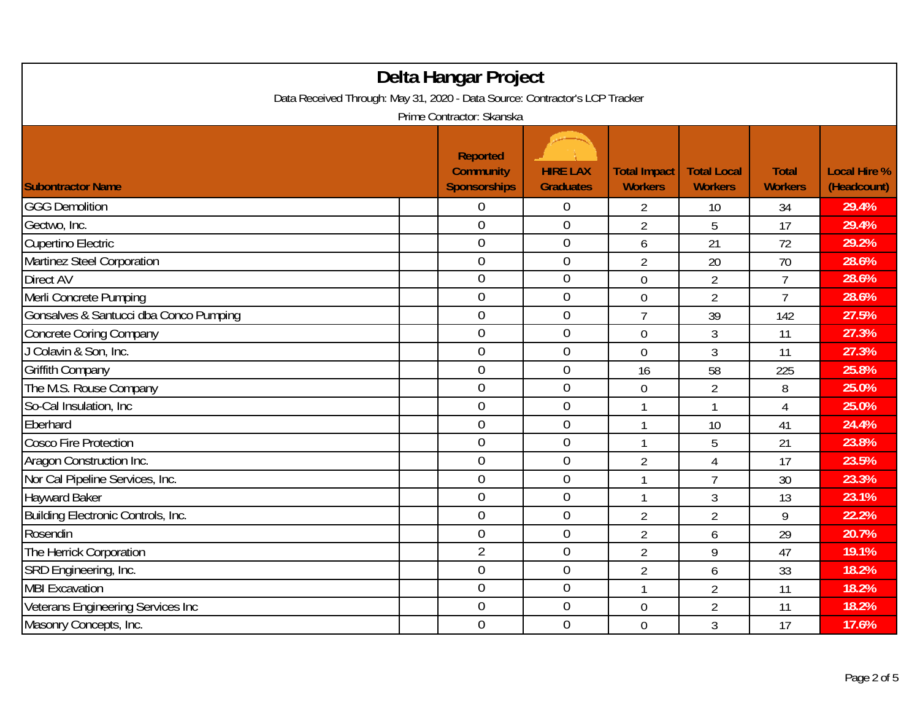# Delta Hangar Project

Data Received Through: May 31, 2020 - Data Source: Contractor's LCP Tracker

Prime Contractor: Skanska

| Subontractor Name | Reported Community Sponsorships | HIRE LAX Graduates | Total Impact Workers | Total Local Workers | Total Workers | Local Hire % (Headcount) |
|---|---|---|---|---|---|---|
| GGG Demolition | 0 | 0 | 2 | 10 | 34 | 29.4% |
| Gectwo, Inc. | 0 | 0 | 2 | 5 | 17 | 29.4% |
| Cupertino Electric | 0 | 0 | 6 | 21 | 72 | 29.2% |
| Martinez Steel Corporation | 0 | 0 | 2 | 20 | 70 | 28.6% |
| Direct AV | 0 | 0 | 0 | 2 | 7 | 28.6% |
| Merli Concrete Pumping | 0 | 0 | 0 | 2 | 7 | 28.6% |
| Gonsalves & Santucci dba Conco Pumping | 0 | 0 | 7 | 39 | 142 | 27.5% |
| Concrete Coring Company | 0 | 0 | 0 | 3 | 11 | 27.3% |
| J Colavin & Son, Inc. | 0 | 0 | 0 | 3 | 11 | 27.3% |
| Griffith Company | 0 | 0 | 16 | 58 | 225 | 25.8% |
| The M.S. Rouse Company | 0 | 0 | 0 | 2 | 8 | 25.0% |
| So-Cal Insulation, Inc | 0 | 0 | 1 | 1 | 4 | 25.0% |
| Eberhard | 0 | 0 | 1 | 10 | 41 | 24.4% |
| Cosco Fire Protection | 0 | 0 | 1 | 5 | 21 | 23.8% |
| Aragon Construction Inc. | 0 | 0 | 2 | 4 | 17 | 23.5% |
| Nor Cal Pipeline Services, Inc. | 0 | 0 | 1 | 7 | 30 | 23.3% |
| Hayward Baker | 0 | 0 | 1 | 3 | 13 | 23.1% |
| Building Electronic Controls, Inc. | 0 | 0 | 2 | 2 | 9 | 22.2% |
| Rosendin | 0 | 0 | 2 | 6 | 29 | 20.7% |
| The Herrick Corporation | 2 | 0 | 2 | 9 | 47 | 19.1% |
| SRD Engineering, Inc. | 0 | 0 | 2 | 6 | 33 | 18.2% |
| MBI Excavation | 0 | 0 | 1 | 2 | 11 | 18.2% |
| Veterans Engineering Services Inc | 0 | 0 | 0 | 2 | 11 | 18.2% |
| Masonry Concepts, Inc. | 0 | 0 | 0 | 3 | 17 | 17.6% |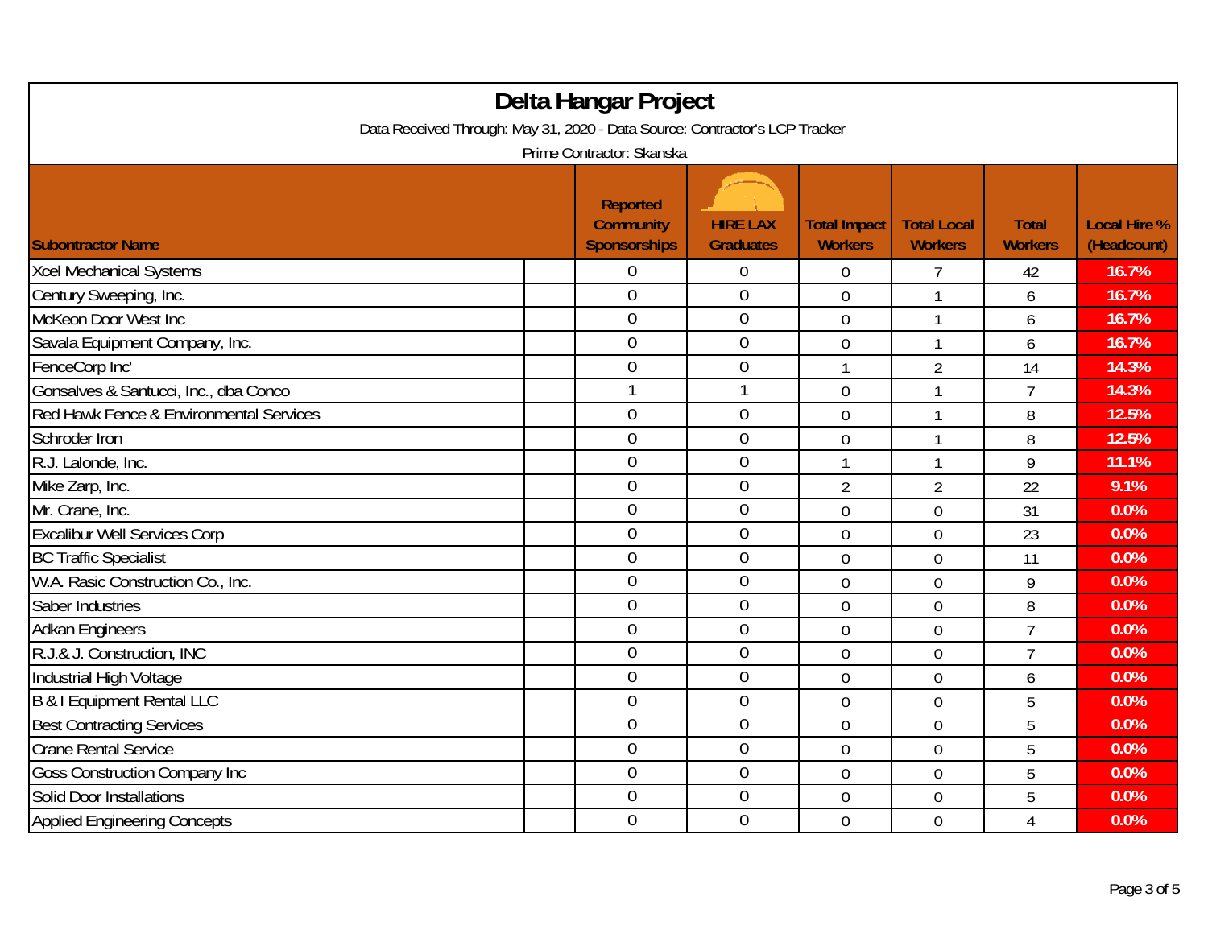# Delta Hangar Project

Data Received Through: May 31, 2020 - Data Source: Contractor's LCP Tracker

Prime Contractor: Skanska

| Subontractor Name | Reported Community Sponsorships | HIRE LAX Graduates | Total Impact Workers | Total Local Workers | Total Workers | Local Hire % (Headcount) |
|---|---|---|---|---|---|---|
| Xcel Mechanical Systems | 0 | 0 | 0 | 7 | 42 | 16.7% |
| Century Sweeping, Inc. | 0 | 0 | 0 | 1 | 6 | 16.7% |
| McKeon Door West Inc | 0 | 0 | 0 | 1 | 6 | 16.7% |
| Savala Equipment Company, Inc. | 0 | 0 | 0 | 1 | 6 | 16.7% |
| FenceCorp Inc' | 0 | 0 | 1 | 2 | 14 | 14.3% |
| Gonsalves & Santucci, Inc., dba Conco | 1 | 1 | 0 | 1 | 7 | 14.3% |
| Red Hawk Fence & Environmental Services | 0 | 0 | 0 | 1 | 8 | 12.5% |
| Schroder Iron | 0 | 0 | 0 | 1 | 8 | 12.5% |
| R.J. Lalonde, Inc. | 0 | 0 | 1 | 1 | 9 | 11.1% |
| Mike Zarp, Inc. | 0 | 0 | 2 | 2 | 22 | 9.1% |
| Mr. Crane, Inc. | 0 | 0 | 0 | 0 | 31 | 0.0% |
| Excalibur Well Services Corp | 0 | 0 | 0 | 0 | 23 | 0.0% |
| BC Traffic Specialist | 0 | 0 | 0 | 0 | 11 | 0.0% |
| W.A. Rasic Construction Co., Inc. | 0 | 0 | 0 | 0 | 9 | 0.0% |
| Saber Industries | 0 | 0 | 0 | 0 | 8 | 0.0% |
| Adkan Engineers | 0 | 0 | 0 | 0 | 7 | 0.0% |
| R.J.& J. Construction, INC | 0 | 0 | 0 | 0 | 7 | 0.0% |
| Industrial High Voltage | 0 | 0 | 0 | 0 | 6 | 0.0% |
| B & I Equipment Rental LLC | 0 | 0 | 0 | 0 | 5 | 0.0% |
| Best Contracting Services | 0 | 0 | 0 | 0 | 5 | 0.0% |
| Crane Rental Service | 0 | 0 | 0 | 0 | 5 | 0.0% |
| Goss Construction Company Inc | 0 | 0 | 0 | 0 | 5 | 0.0% |
| Solid Door Installations | 0 | 0 | 0 | 0 | 5 | 0.0% |
| Applied Engineering Concepts | 0 | 0 | 0 | 0 | 4 | 0.0% |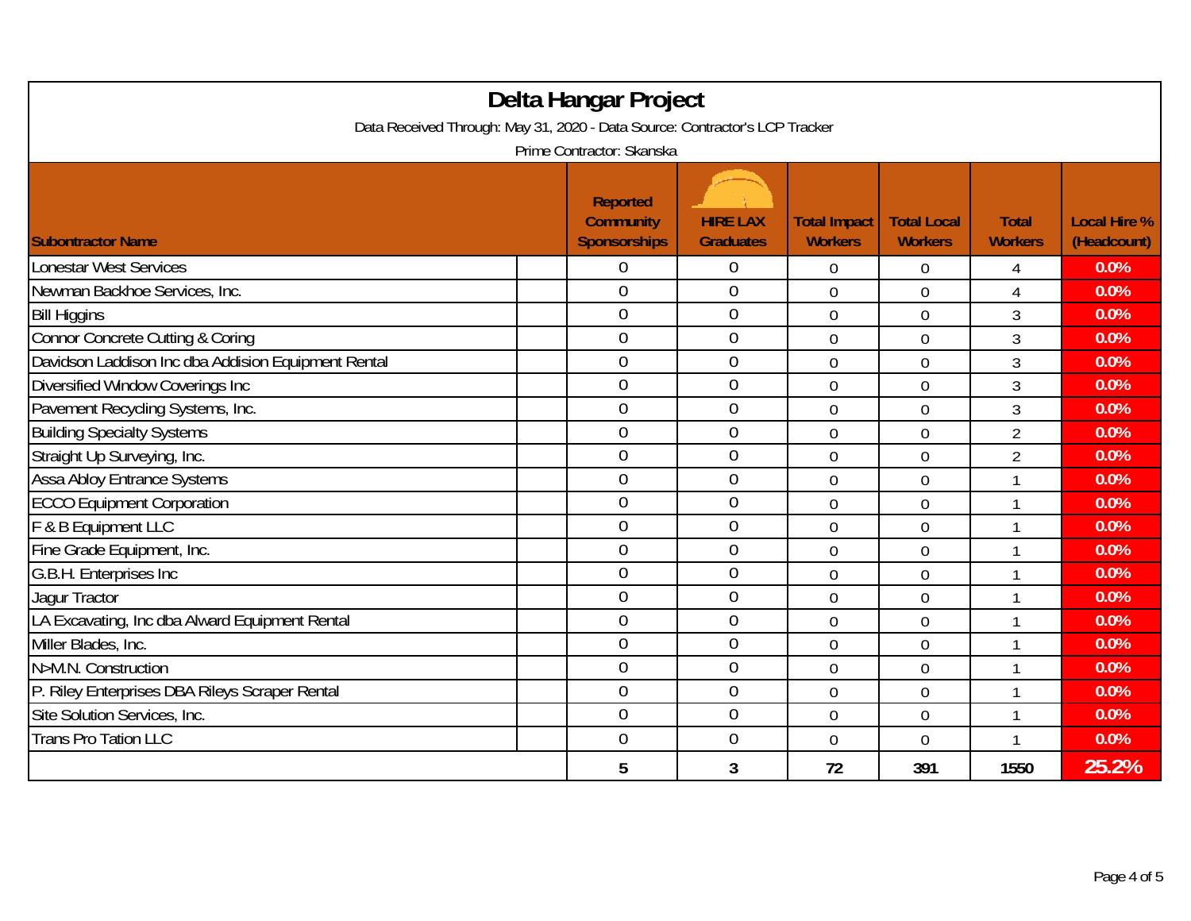# Delta Hangar Project

Data Received Through: May 31, 2020 - Data Source: Contractor's LCP Tracker

Prime Contractor: Skanska

| Subontractor Name | Reported Community Sponsorships | HIRE LAX Graduates | Total Impact Workers | Total Local Workers | Total Workers | Local Hire % (Headcount) |
|---|---|---|---|---|---|---|
| Lonestar West Services | 0 | 0 | 0 | 0 | 4 | 0.0% |
| Newman Backhoe Services, Inc. | 0 | 0 | 0 | 0 | 4 | 0.0% |
| Bill Higgins | 0 | 0 | 0 | 0 | 3 | 0.0% |
| Connor Concrete Cutting & Coring | 0 | 0 | 0 | 0 | 3 | 0.0% |
| Davidson Laddison Inc dba Addision Equipment Rental | 0 | 0 | 0 | 0 | 3 | 0.0% |
| Diversified Window Coverings Inc | 0 | 0 | 0 | 0 | 3 | 0.0% |
| Pavement Recycling Systems, Inc. | 0 | 0 | 0 | 0 | 3 | 0.0% |
| Building Specialty Systems | 0 | 0 | 0 | 0 | 2 | 0.0% |
| Straight Up Surveying, Inc. | 0 | 0 | 0 | 0 | 2 | 0.0% |
| Assa Abloy Entrance Systems | 0 | 0 | 0 | 0 | 1 | 0.0% |
| ECCO Equipment Corporation | 0 | 0 | 0 | 0 | 1 | 0.0% |
| F & B Equipment LLC | 0 | 0 | 0 | 0 | 1 | 0.0% |
| Fine Grade Equipment, Inc. | 0 | 0 | 0 | 0 | 1 | 0.0% |
| G.B.H. Enterprises Inc | 0 | 0 | 0 | 0 | 1 | 0.0% |
| Jagur Tractor | 0 | 0 | 0 | 0 | 1 | 0.0% |
| LA Excavating, Inc dba Alward Equipment Rental | 0 | 0 | 0 | 0 | 1 | 0.0% |
| Miller Blades, Inc. | 0 | 0 | 0 | 0 | 1 | 0.0% |
| N>M.N. Construction | 0 | 0 | 0 | 0 | 1 | 0.0% |
| P. Riley Enterprises DBA Rileys Scraper Rental | 0 | 0 | 0 | 0 | 1 | 0.0% |
| Site Solution Services, Inc. | 0 | 0 | 0 | 0 | 1 | 0.0% |
| Trans Pro Tation LLC | 0 | 0 | 0 | 0 | 1 | 0.0% |
| | **5** | **3** | **72** | **391** | **1550** | **25.2%** |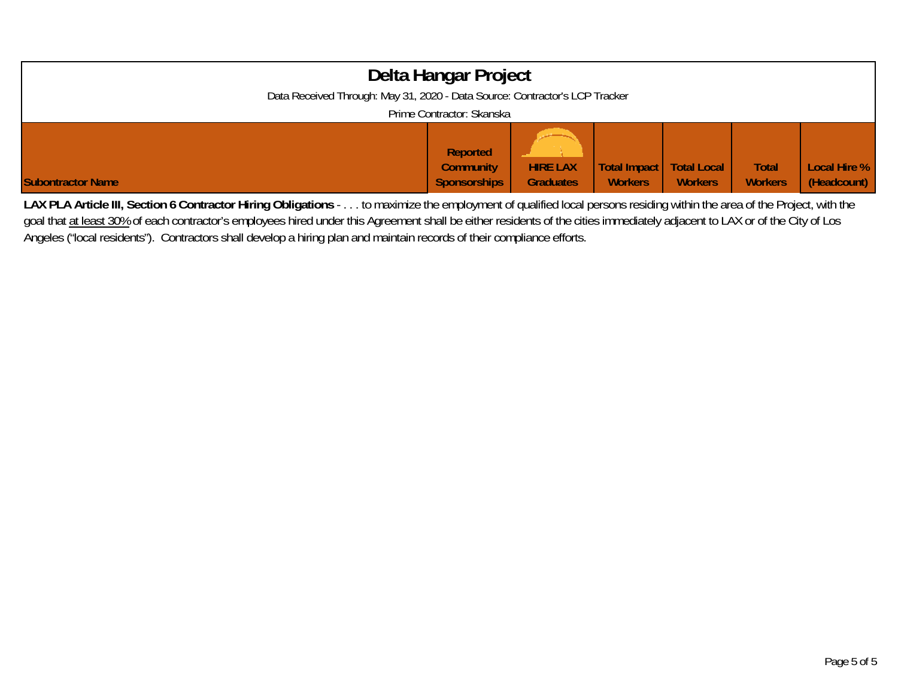# Delta Hangar Project

Data Received Through: May 31, 2020 - Data Source: Contractor's LCP Tracker

Prime Contractor: Skanska

| Subontractor Name | Reported Community Sponsorships | HIRE LAX Graduates | Total Impact Workers | Total Local Workers | Total Workers | Local Hire % (Headcount) |
|---|---|---|---|---|---|---|

**LAX PLA Article III, Section 6 Contractor Hiring Obligations** - . . . to maximize the employment of qualified local persons residing within the area of the Project, with the goal that at least 30% of each contractor's employees hired under this Agreement shall be either residents of the cities immediately adjacent to LAX or of the City of Los Angeles ("local residents"). Contractors shall develop a hiring plan and maintain records of their compliance efforts.